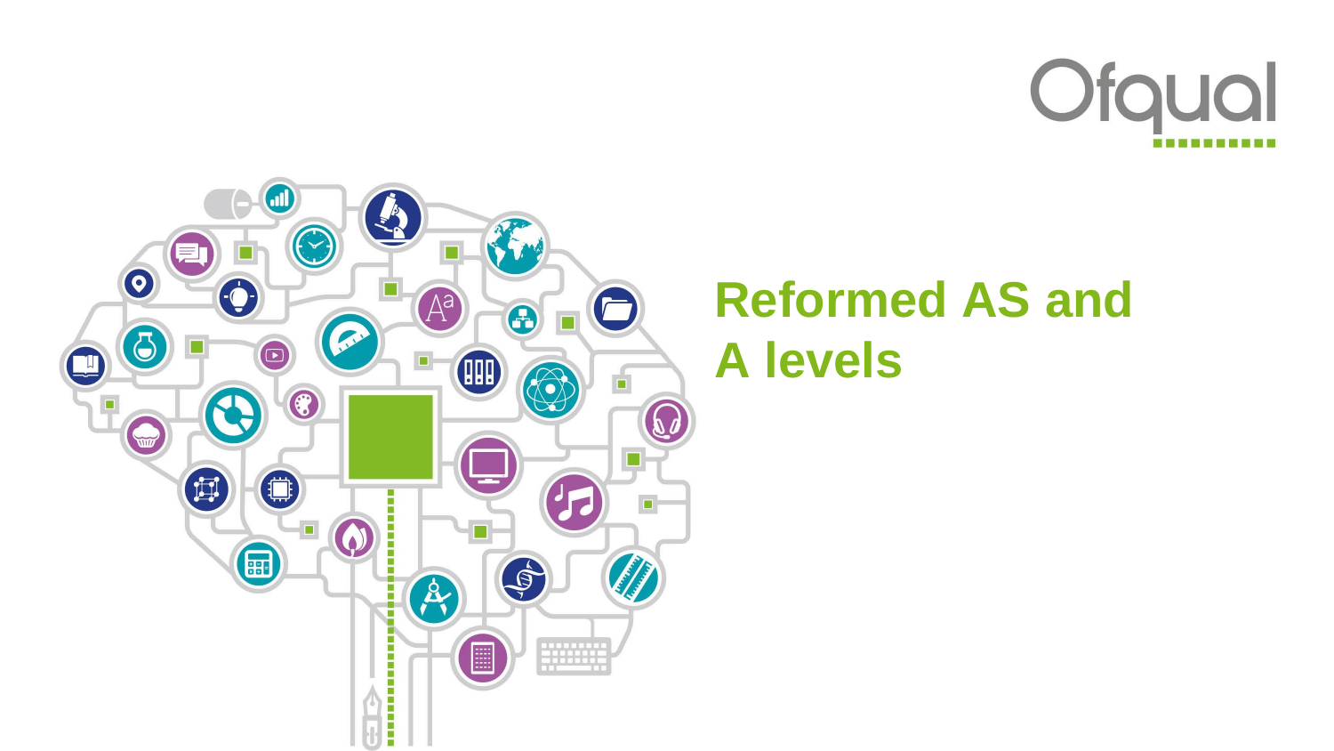Ofqual

# Reformed AS and A levels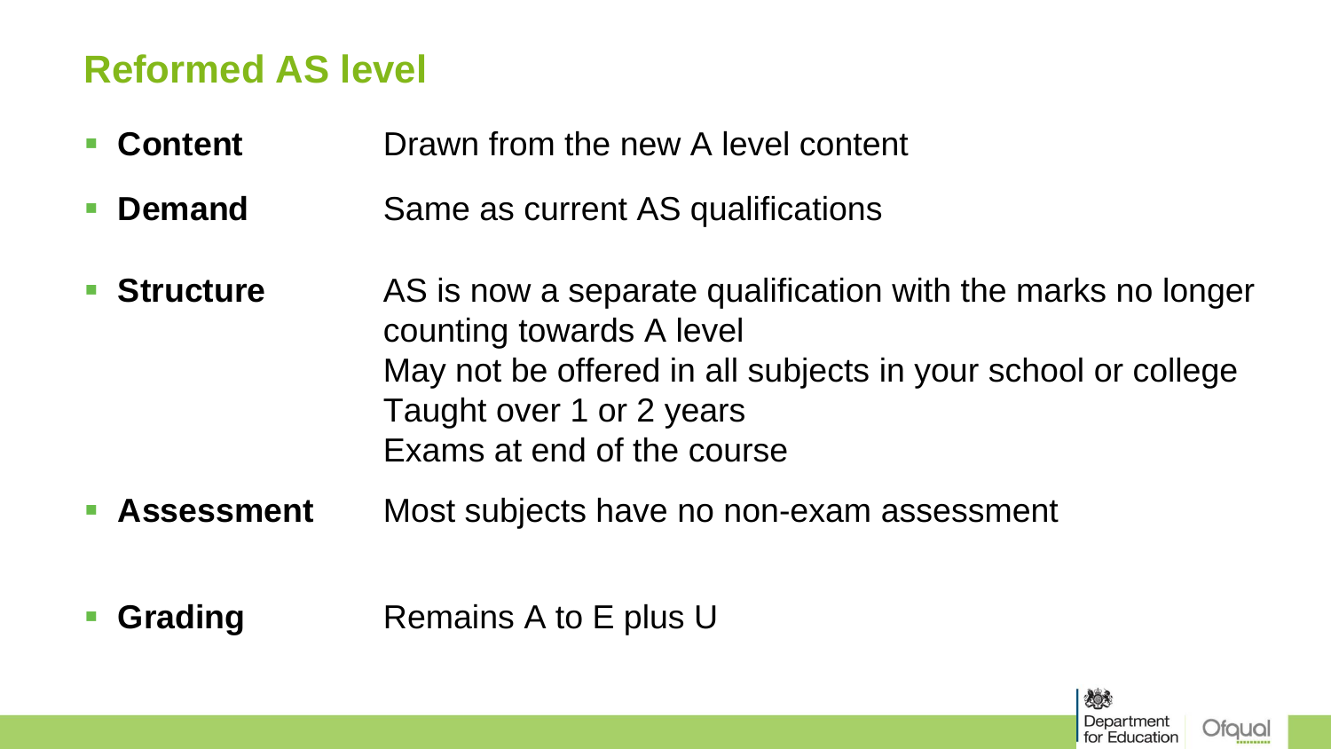## Reformed AS level

- **Content** Drawn from the new A level content
- **Demand** Same as current AS qualifications
- **Structure** AS is now a separate qualification with the marks no longer counting towards A level
  May not be offered in all subjects in your school or college
  Taught over 1 or 2 years
  Exams at end of the course
- **Assessment** Most subjects have no non-exam assessment
- **Grading** Remains A to E plus U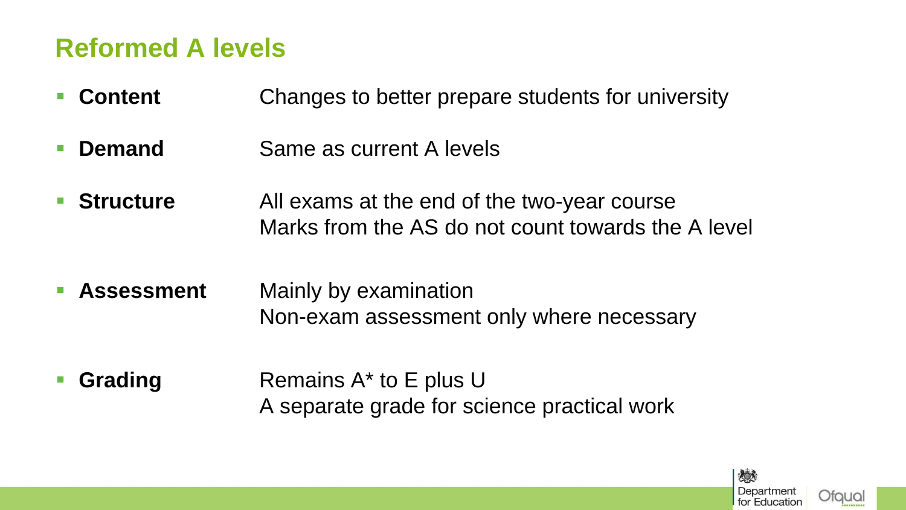# Reformed A levels

- **Content** Changes to better prepare students for university
- **Demand** Same as current A levels
- **Structure** All exams at the end of the two-year course
  Marks from the AS do not count towards the A level
- **Assessment** Mainly by examination
  Non-exam assessment only where necessary
- **Grading** Remains A* to E plus U
  A separate grade for science practical work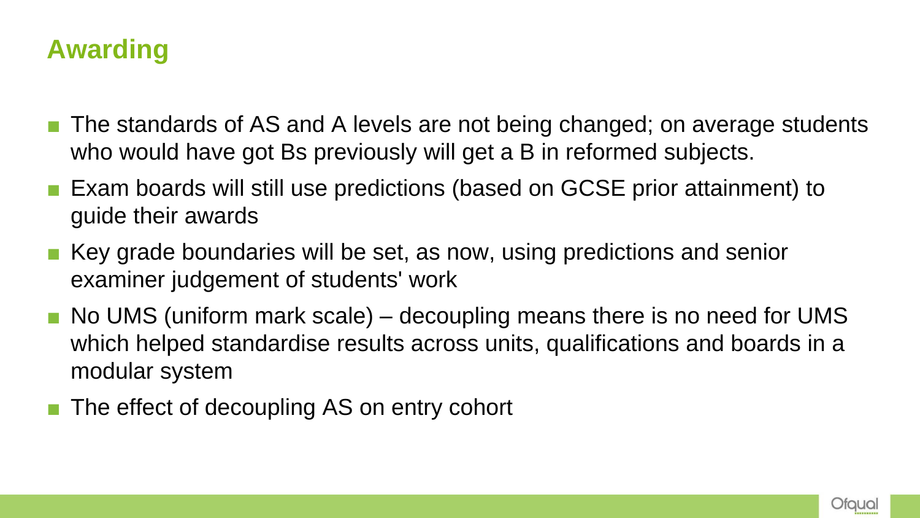## Awarding

- The standards of AS and A levels are not being changed; on average students who would have got Bs previously will get a B in reformed subjects.
- Exam boards will still use predictions (based on GCSE prior attainment) to guide their awards
- Key grade boundaries will be set, as now, using predictions and senior examiner judgement of students' work
- No UMS (uniform mark scale) – decoupling means there is no need for UMS which helped standardise results across units, qualifications and boards in a modular system
- The effect of decoupling AS on entry cohort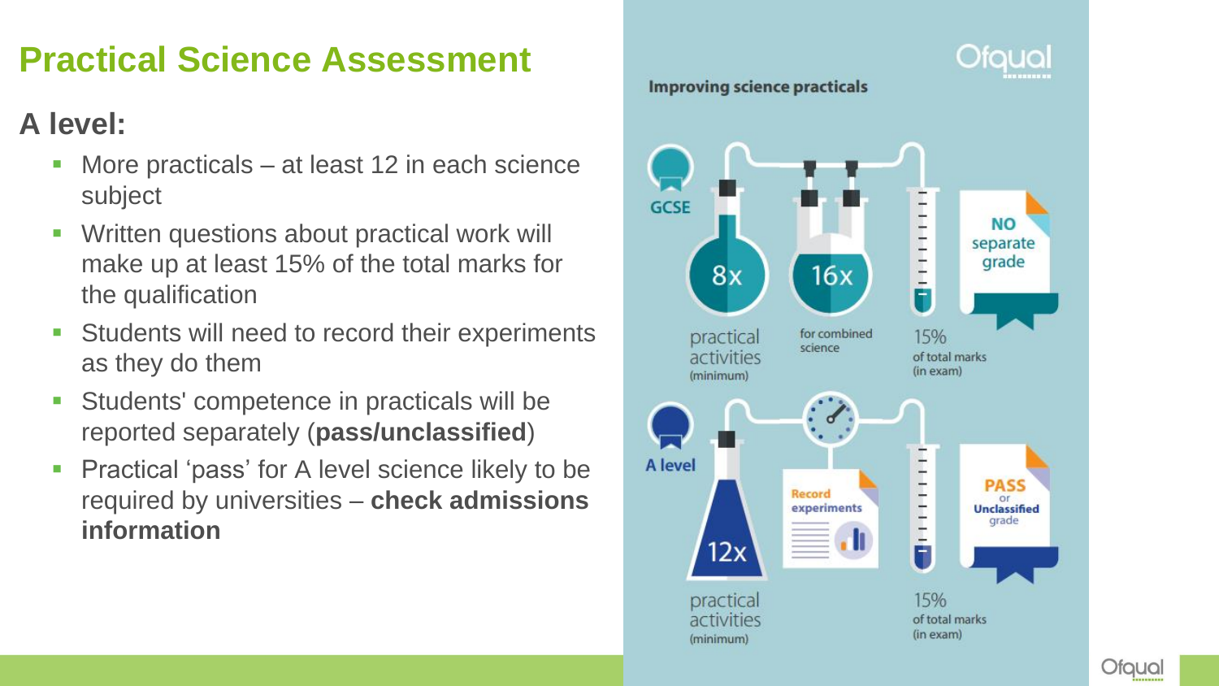# Practical Science Assessment

## A level:

- More practicals – at least 12 in each science subject
- Written questions about practical work will make up at least 15% of the total marks for the qualification
- Students will need to record their experiments as they do them
- Students' competence in practicals will be reported separately (**pass/unclassified**)
- Practical 'pass' for A level science likely to be required by universities – **check admissions information**

Ofqual

**Improving science practicals**

GCSE

8x practical activities (minimum)

16x for combined science

15% of total marks (in exam)

NO separate grade

A level

12x practical activities (minimum)

Record experiments

15% of total marks (in exam)

PASS or Unclassified grade